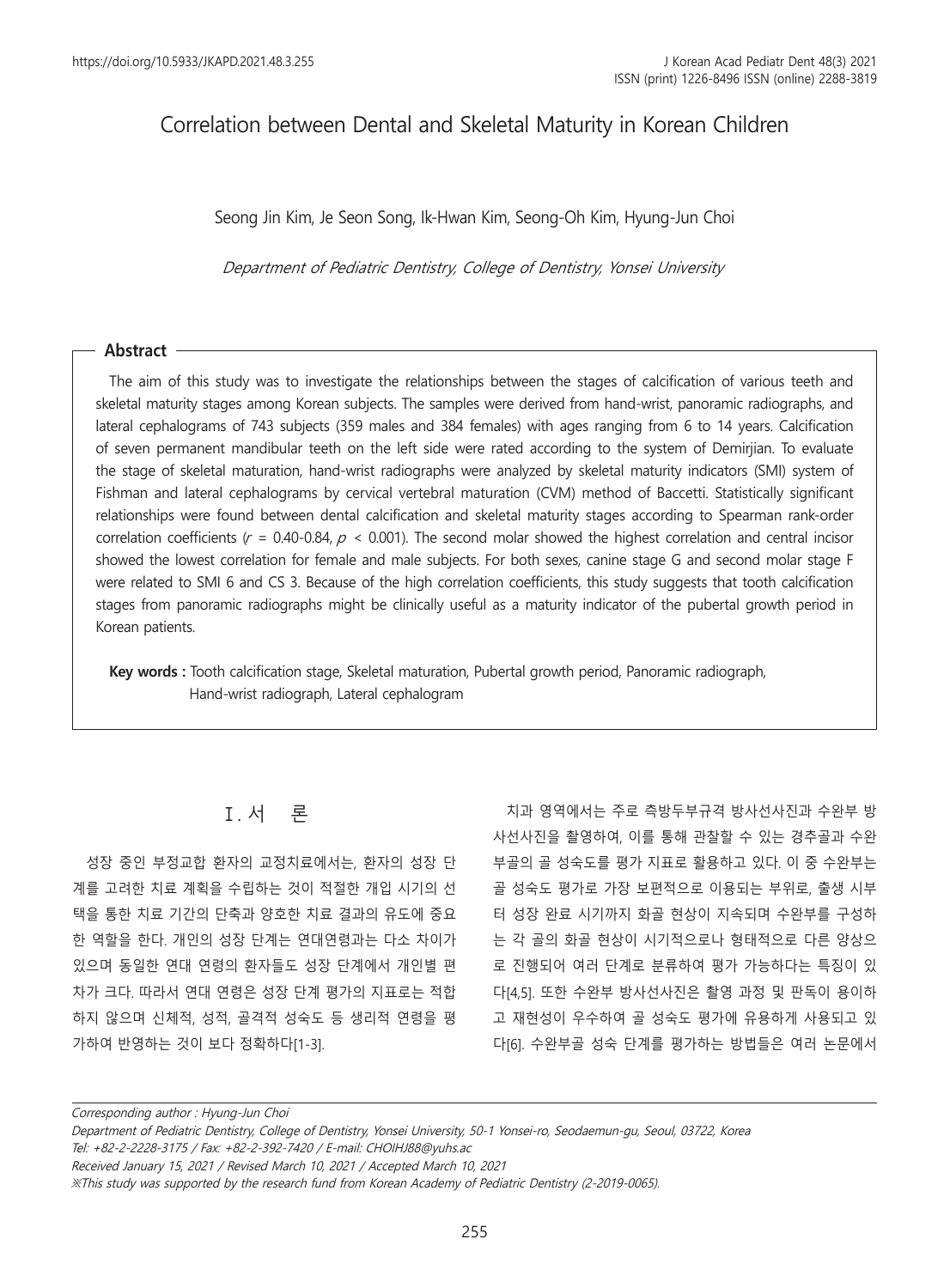# Correlation between Dental and Skeletal Maturity in Korean Children

Seong Jin Kim, Je Seon Song, Ik-Hwan Kim, Seong-Oh Kim, Hyung-Jun Choi

*Department of Pediatric Dentistry, College of Dentistry, Yonsei University*

## Abstract

The aim of this study was to investigate the relationships between the stages of calcification of various teeth and skeletal maturity stages among Korean subjects. The samples were derived from hand-wrist, panoramic radiographs, and lateral cephalograms of 743 subjects (359 males and 384 females) with ages ranging from 6 to 14 years. Calcification of seven permanent mandibular teeth on the left side were rated according to the system of Demirjian. To evaluate the stage of skeletal maturation, hand-wrist radiographs were analyzed by skeletal maturity indicators (SMI) system of Fishman and lateral cephalograms by cervical vertebral maturation (CVM) method of Baccetti. Statistically significant relationships were found between dental calcification and skeletal maturity stages according to Spearman rank-order correlation coefficients ($r$ = 0.40-0.84, $p$ < 0.001). The second molar showed the highest correlation and central incisor showed the lowest correlation for female and male subjects. For both sexes, canine stage G and second molar stage F were related to SMI 6 and CS 3. Because of the high correlation coefficients, this study suggests that tooth calcification stages from panoramic radiographs might be clinically useful as a maturity indicator of the pubertal growth period in Korean patients.

**Key words :** Tooth calcification stage, Skeletal maturation, Pubertal growth period, Panoramic radiograph, Hand-wrist radiograph, Lateral cephalogram

## Ⅰ. 서 론

성장 중인 부정교합 환자의 교정치료에서는, 환자의 성장 단계를 고려한 치료 계획을 수립하는 것이 적절한 개입 시기의 선택을 통한 치료 기간의 단축과 양호한 치료 결과의 유도에 중요한 역할을 한다. 개인의 성장 단계는 연대연령과는 다소 차이가 있으며 동일한 연대 연령의 환자들도 성장 단계에서 개인별 편차가 크다. 따라서 연대 연령은 성장 단계 평가의 지표로는 적합하지 않으며 신체적, 성적, 골격적 성숙도 등 생리적 연령을 평가하여 반영하는 것이 보다 정확하다[1-3].

치과 영역에서는 주로 측방두부규격 방사선사진과 수완부 방사선사진을 촬영하여, 이를 통해 관찰할 수 있는 경추골과 수완부골의 골 성숙도를 평가 지표로 활용하고 있다. 이 중 수완부는 골 성숙도 평가로 가장 보편적으로 이용되는 부위로, 출생 시부터 성장 완료 시기까지 화골 현상이 지속되며 수완부를 구성하는 각 골의 화골 현상이 시기적으로나 형태적으로 다른 양상으로 진행되어 여러 단계로 분류하여 평가 가능하다는 특징이 있다[4,5]. 또한 수완부 방사선사진은 촬영 과정 및 판독이 용이하고 재현성이 우수하여 골 성숙도 평가에 유용하게 사용되고 있다[6]. 수완부골 성숙 단계를 평가하는 방법들은 여러 논문에서

*Corresponding author : Hyung-Jun Choi*
*Department of Pediatric Dentistry, College of Dentistry, Yonsei University, 50-1 Yonsei-ro, Seodaemun-gu, Seoul, 03722, Korea*
*Tel: +82-2-2228-3175 / Fax: +82-2-392-7420 / E-mail: CHOIHJ88@yuhs.ac*
*Received January 15, 2021 / Revised March 10, 2021 / Accepted March 10, 2021*
*※This study was supported by the research fund from Korean Academy of Pediatric Dentistry (2-2019-0065).*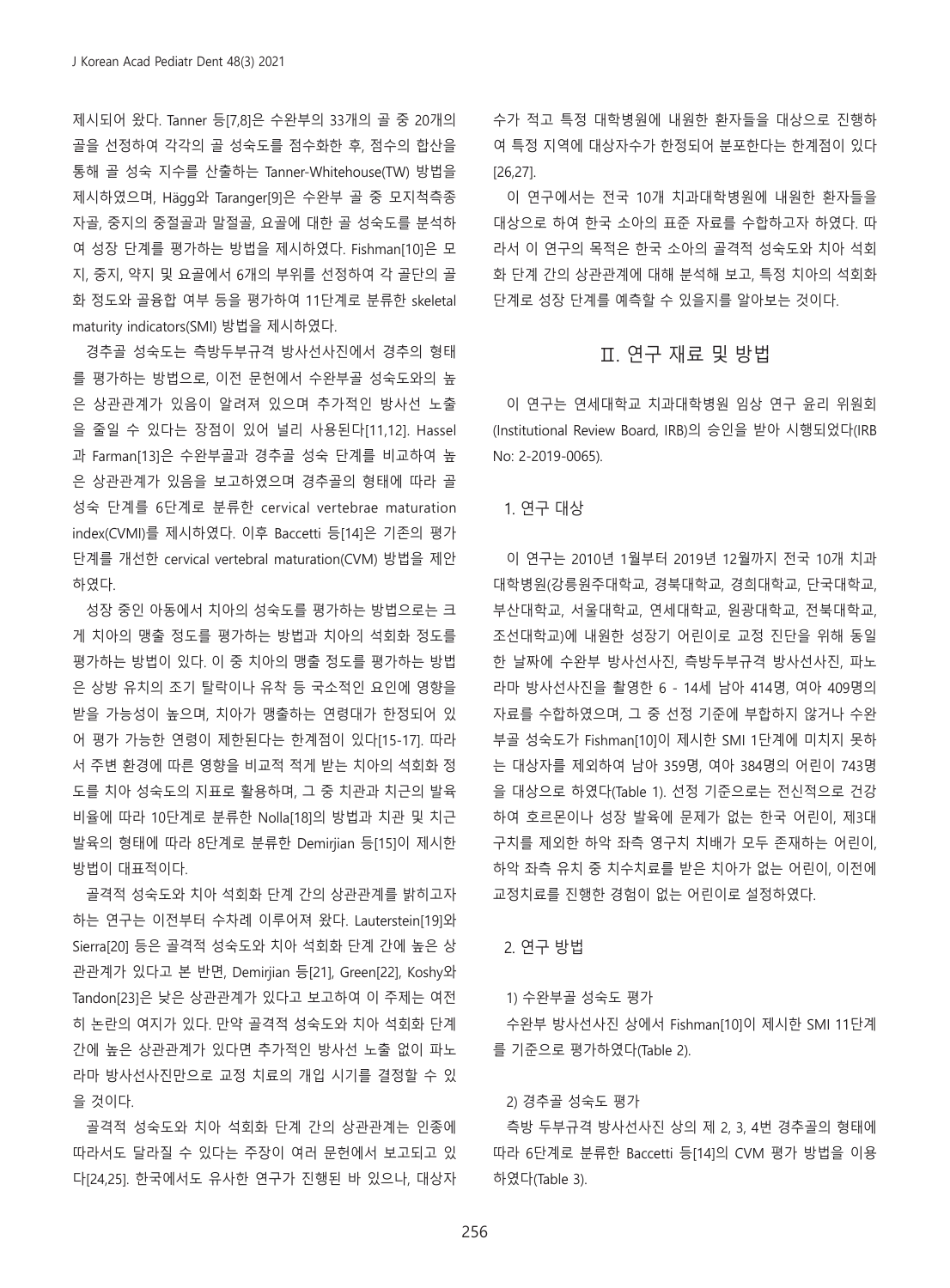제시되어 왔다. Tanner 등[7,8]은 수완부의 33개의 골 중 20개의 골을 선정하여 각각의 골 성숙도를 점수화한 후, 점수의 합산을 통해 골 성숙 지수를 산출하는 Tanner-Whitehouse(TW) 방법을 제시하였으며, Hägg와 Taranger[9]은 수완부 골 중 모지척측종자골, 중지의 중절골과 말절골, 요골에 대한 골 성숙도를 분석하여 성장 단계를 평가하는 방법을 제시하였다. Fishman[10]은 모지, 중지, 약지 및 요골에서 6개의 부위를 선정하여 각 골단의 골화 정도와 골융합 여부 등을 평가하여 11단계로 분류한 skeletal maturity indicators(SMI) 방법을 제시하였다.

경추골 성숙도는 측방두부규격 방사선사진에서 경추의 형태를 평가하는 방법으로, 이전 문헌에서 수완부골 성숙도와의 높은 상관관계가 있음이 알려져 있으며 추가적인 방사선 노출을 줄일 수 있다는 장점이 있어 널리 사용된다[11,12]. Hassel과 Farman[13]은 수완부골과 경추골 성숙 단계를 비교하여 높은 상관관계가 있음을 보고하였으며 경추골의 형태에 따라 골 성숙 단계를 6단계로 분류한 cervical vertebrae maturation index(CVMI)를 제시하였다. 이후 Baccetti 등[14]은 기존의 평가 단계를 개선한 cervical vertebral maturation(CVM) 방법을 제안하였다.

성장 중인 아동에서 치아의 성숙도를 평가하는 방법으로는 크게 치아의 맹출 정도를 평가하는 방법과 치아의 석회화 정도를 평가하는 방법이 있다. 이 중 치아의 맹출 정도를 평가하는 방법은 상방 유치의 조기 탈락이나 유착 등 국소적인 요인에 영향을 받을 가능성이 높으며, 치아가 맹출하는 연령대가 한정되어 있어 평가 가능한 연령이 제한된다는 한계점이 있다[15-17]. 따라서 주변 환경에 따른 영향을 비교적 적게 받는 치아의 석회화 정도를 치아 성숙도의 지표로 활용하며, 그 중 치관과 치근의 발육 비율에 따라 10단계로 분류한 Nolla[18]의 방법과 치관 및 치근 발육의 형태에 따라 8단계로 분류한 Demirjian 등[15]이 제시한 방법이 대표적이다.

골격적 성숙도와 치아 석회화 단계 간의 상관관계를 밝히고자 하는 연구는 이전부터 수차례 이루어져 왔다. Lauterstein[19]와 Sierra[20] 등은 골격적 성숙도와 치아 석회화 단계 간에 높은 상관관계가 있다고 본 반면, Demirjian 등[21], Green[22], Koshy와 Tandon[23]은 낮은 상관관계가 있다고 보고하여 이 주제는 여전히 논란의 여지가 있다. 만약 골격적 성숙도와 치아 석회화 단계 간에 높은 상관관계가 있다면 추가적인 방사선 노출 없이 파노라마 방사선사진만으로 교정 치료의 개입 시기를 결정할 수 있을 것이다.

골격적 성숙도와 치아 석회화 단계 간의 상관관계는 인종에 따라서도 달라질 수 있다는 주장이 여러 문헌에서 보고되고 있다[24,25]. 한국에서도 유사한 연구가 진행된 바 있으나, 대상자 수가 적고 특정 대학병원에 내원한 환자들을 대상으로 진행하여 특정 지역에 대상자수가 한정되어 분포한다는 한계점이 있다[26,27].

이 연구에서는 전국 10개 치과대학병원에 내원한 환자들을 대상으로 하여 한국 소아의 표준 자료를 수합하고자 하였다. 따라서 이 연구의 목적은 한국 소아의 골격적 성숙도와 치아 석회화 단계 간의 상관관계에 대해 분석해 보고, 특정 치아의 석회화 단계로 성장 단계를 예측할 수 있을지를 알아보는 것이다.

## Ⅱ. 연구 재료 및 방법

이 연구는 연세대학교 치과대학병원 임상 연구 윤리 위원회(Institutional Review Board, IRB)의 승인을 받아 시행되었다(IRB No: 2-2019-0065).

### 1. 연구 대상

이 연구는 2010년 1월부터 2019년 12월까지 전국 10개 치과대학병원(강릉원주대학교, 경북대학교, 경희대학교, 단국대학교, 부산대학교, 서울대학교, 연세대학교, 원광대학교, 전북대학교, 조선대학교)에 내원한 성장기 어린이로 교정 진단을 위해 동일한 날짜에 수완부 방사선사진, 측방두부규격 방사선사진, 파노라마 방사선사진을 촬영한 6 - 14세 남아 414명, 여아 409명의 자료를 수합하였으며, 그 중 선정 기준에 부합하지 않거나 수완부골 성숙도가 Fishman[10]이 제시한 SMI 1단계에 미치지 못하는 대상자를 제외하여 남아 359명, 여아 384명의 어린이 743명을 대상으로 하였다(Table 1). 선정 기준으로는 전신적으로 건강하여 호르몬이나 성장 발육에 문제가 없는 한국 어린이, 제3대구치를 제외한 하악 좌측 영구치 치배가 모두 존재하는 어린이, 하악 좌측 유치 중 치수치료를 받은 치아가 없는 어린이, 이전에 교정치료를 진행한 경험이 없는 어린이로 설정하였다.

### 2. 연구 방법

#### 1) 수완부골 성숙도 평가

수완부 방사선사진 상에서 Fishman[10]이 제시한 SMI 11단계를 기준으로 평가하였다(Table 2).

#### 2) 경추골 성숙도 평가

측방 두부규격 방사선사진 상의 제 2, 3, 4번 경추골의 형태에 따라 6단계로 분류한 Baccetti 등[14]의 CVM 평가 방법을 이용하였다(Table 3).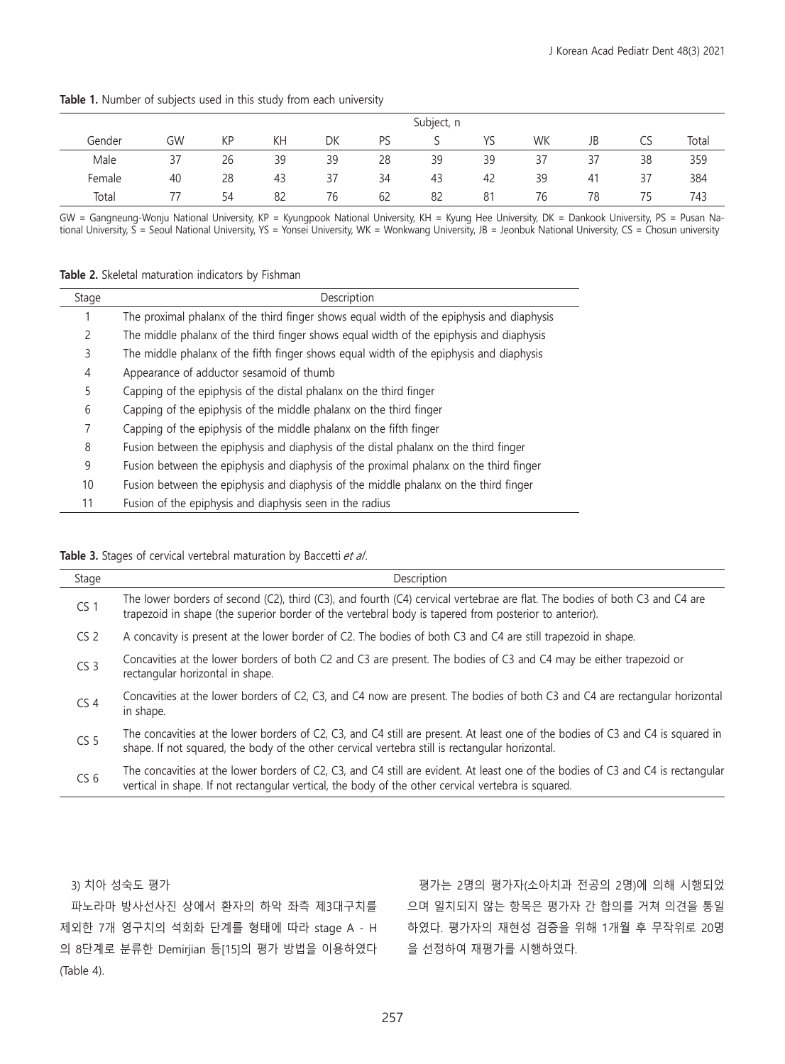**Table 1.** Number of subjects used in this study from each university

| Gender | Subject, n | | | | | | | | | | |
|---|---|---|---|---|---|---|---|---|---|---|---|
| | GW | KP | KH | DK | PS | S | YS | WK | JB | CS | Total |
| Male | 37 | 26 | 39 | 39 | 28 | 39 | 39 | 37 | 37 | 38 | 359 |
| Female | 40 | 28 | 43 | 37 | 34 | 43 | 42 | 39 | 41 | 37 | 384 |
| Total | 77 | 54 | 82 | 76 | 62 | 82 | 81 | 76 | 78 | 75 | 743 |

GW = Gangneung-Wonju National University, KP = Kyungpook National University, KH = Kyung Hee University, DK = Dankook University, PS = Pusan National University, S = Seoul National University, YS = Yonsei University, WK = Wonkwang University, JB = Jeonbuk National University, CS = Chosun university

**Table 2.** Skeletal maturation indicators by Fishman

| Stage | Description |
|---|---|
| 1 | The proximal phalanx of the third finger shows equal width of the epiphysis and diaphysis |
| 2 | The middle phalanx of the third finger shows equal width of the epiphysis and diaphysis |
| 3 | The middle phalanx of the fifth finger shows equal width of the epiphysis and diaphysis |
| 4 | Appearance of adductor sesamoid of thumb |
| 5 | Capping of the epiphysis of the distal phalanx on the third finger |
| 6 | Capping of the epiphysis of the middle phalanx on the third finger |
| 7 | Capping of the epiphysis of the middle phalanx on the fifth finger |
| 8 | Fusion between the epiphysis and diaphysis of the distal phalanx on the third finger |
| 9 | Fusion between the epiphysis and diaphysis of the proximal phalanx on the third finger |
| 10 | Fusion between the epiphysis and diaphysis of the middle phalanx on the third finger |
| 11 | Fusion of the epiphysis and diaphysis seen in the radius |

**Table 3.** Stages of cervical vertebral maturation by Baccetti *et al*.

| Stage | Description |
|---|---|
| CS 1 | The lower borders of second (C2), third (C3), and fourth (C4) cervical vertebrae are flat. The bodies of both C3 and C4 are trapezoid in shape (the superior border of the vertebral body is tapered from posterior to anterior). |
| CS 2 | A concavity is present at the lower border of C2. The bodies of both C3 and C4 are still trapezoid in shape. |
| CS 3 | Concavities at the lower borders of both C2 and C3 are present. The bodies of C3 and C4 may be either trapezoid or rectangular horizontal in shape. |
| CS 4 | Concavities at the lower borders of C2, C3, and C4 now are present. The bodies of both C3 and C4 are rectangular horizontal in shape. |
| CS 5 | The concavities at the lower borders of C2, C3, and C4 still are present. At least one of the bodies of C3 and C4 is squared in shape. If not squared, the body of the other cervical vertebra still is rectangular horizontal. |
| CS 6 | The concavities at the lower borders of C2, C3, and C4 still are evident. At least one of the bodies of C3 and C4 is rectangular vertical in shape. If not rectangular vertical, the body of the other cervical vertebra is squared. |

3) 치아 성숙도 평가

파노라마 방사선사진 상에서 환자의 하악 좌측 제3대구치를 제외한 7개 영구치의 석회화 단계를 형태에 따라 stage A - H의 8단계로 분류한 Demirjian 등[15]의 평가 방법을 이용하였다(Table 4).

평가는 2명의 평가자(소아치과 전공의 2명)에 의해 시행되었으며 일치되지 않는 항목은 평가자 간 합의를 거쳐 의견을 통일하였다. 평가자의 재현성 검증을 위해 1개월 후 무작위로 20명을 선정하여 재평가를 시행하였다.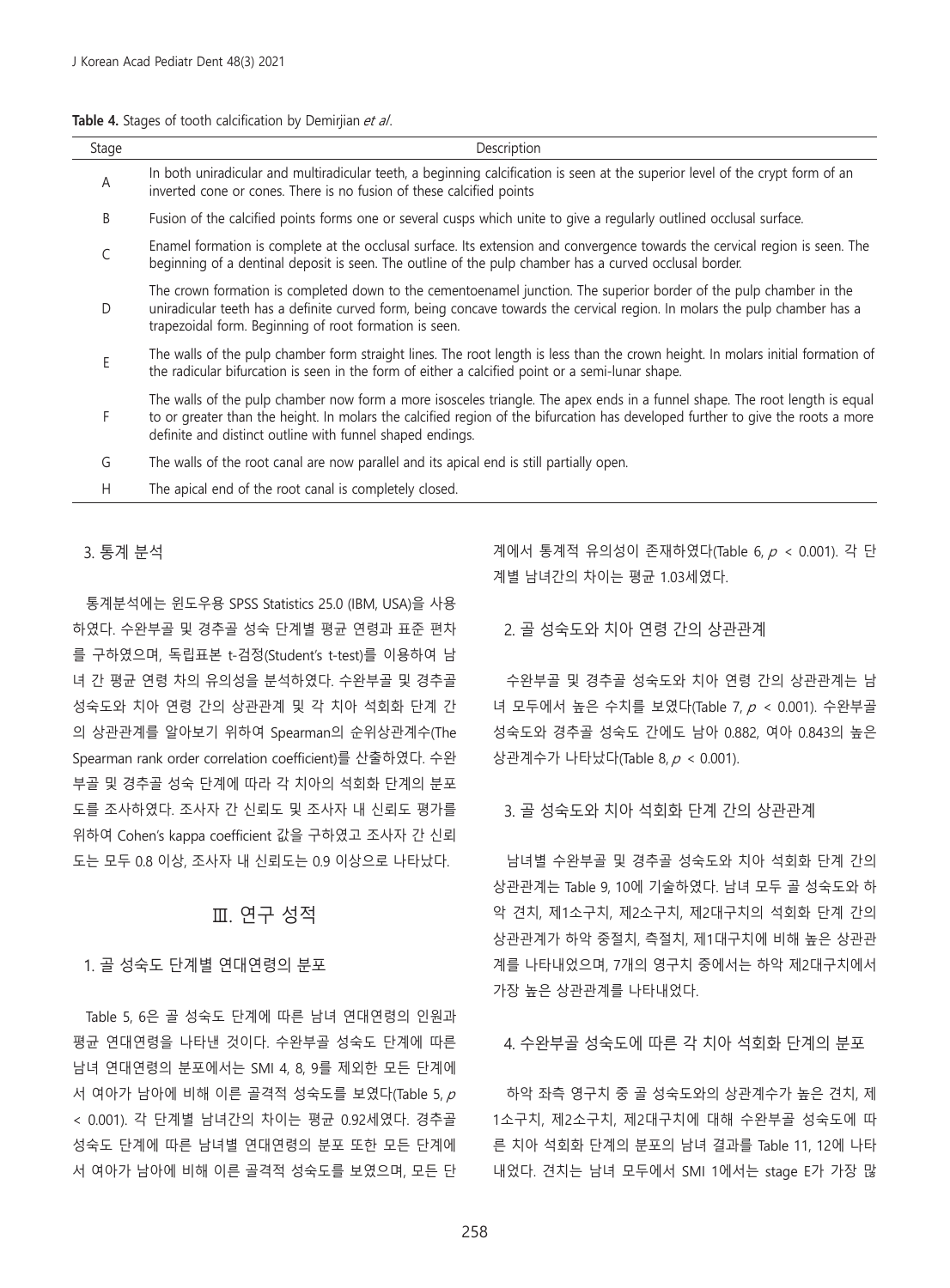**Table 4.** Stages of tooth calcification by Demirjian *et al*.

| Stage | Description |
|---|---|
| A | In both uniradicular and multiradicular teeth, a beginning calcification is seen at the superior level of the crypt form of an inverted cone or cones. There is no fusion of these calcified points |
| B | Fusion of the calcified points forms one or several cusps which unite to give a regularly outlined occlusal surface. |
| C | Enamel formation is complete at the occlusal surface. Its extension and convergence towards the cervical region is seen. The beginning of a dentinal deposit is seen. The outline of the pulp chamber has a curved occlusal border. |
| D | The crown formation is completed down to the cementoenamel junction. The superior border of the pulp chamber in the uniradicular teeth has a definite curved form, being concave towards the cervical region. In molars the pulp chamber has a trapezoidal form. Beginning of root formation is seen. |
| E | The walls of the pulp chamber form straight lines. The root length is less than the crown height. In molars initial formation of the radicular bifurcation is seen in the form of either a calcified point or a semi-lunar shape. |
| F | The walls of the pulp chamber now form a more isosceles triangle. The apex ends in a funnel shape. The root length is equal to or greater than the height. In molars the calcified region of the bifurcation has developed further to give the roots a more definite and distinct outline with funnel shaped endings. |
| G | The walls of the root canal are now parallel and its apical end is still partially open. |
| H | The apical end of the root canal is completely closed. |

### 3. 통계 분석

통계분석에는 윈도우용 SPSS Statistics 25.0 (IBM, USA)을 사용하였다. 수완부골 및 경추골 성숙 단계별 평균 연령과 표준 편차를 구하였으며, 독립표본 t-검정(Student's t-test)를 이용하여 남녀 간 평균 연령 차의 유의성을 분석하였다. 수완부골 및 경추골 성숙도와 치아 연령 간의 상관관계 및 각 치아 석회화 단계 간의 상관관계를 알아보기 위하여 Spearman의 순위상관계수(The Spearman rank order correlation coefficient)를 산출하였다. 수완부골 및 경추골 성숙 단계에 따라 각 치아의 석회화 단계의 분포도를 조사하였다. 조사자 간 신뢰도 및 조사자 내 신뢰도 평가를 위하여 Cohen's kappa coefficient 값을 구하였고 조사자 간 신뢰도는 모두 0.8 이상, 조사자 내 신뢰도는 0.9 이상으로 나타났다.

## Ⅲ. 연구 성적

### 1. 골 성숙도 단계별 연대연령의 분포

Table 5, 6은 골 성숙도 단계에 따른 남녀 연대연령의 인원과 평균 연대연령을 나타낸 것이다. 수완부골 성숙도 단계에 따른 남녀 연대연령의 분포에서는 SMI 4, 8, 9를 제외한 모든 단계에서 여아가 남아에 비해 이른 골격적 성숙도를 보였다(Table 5, $p < 0.001$). 각 단계별 남녀간의 차이는 평균 0.92세였다. 경추골 성숙도 단계에 따른 남녀별 연대연령의 분포 또한 모든 단계에서 여아가 남아에 비해 이른 골격적 성숙도를 보였으며, 모든 단계에서 통계적 유의성이 존재하였다(Table 6, $p < 0.001$). 각 단계별 남녀간의 차이는 평균 1.03세였다.

### 2. 골 성숙도와 치아 연령 간의 상관관계

수완부골 및 경추골 성숙도와 치아 연령 간의 상관관계는 남녀 모두에서 높은 수치를 보였다(Table 7, $p < 0.001$). 수완부골 성숙도와 경추골 성숙도 간에도 남아 0.882, 여아 0.843의 높은 상관계수가 나타났다(Table 8, $p < 0.001$).

### 3. 골 성숙도와 치아 석회화 단계 간의 상관관계

남녀별 수완부골 및 경추골 성숙도와 치아 석회화 단계 간의 상관관계는 Table 9, 10에 기술하였다. 남녀 모두 골 성숙도와 하악 견치, 제1소구치, 제2소구치, 제2대구치의 석회화 단계 간의 상관관계가 하악 중절치, 측절치, 제1대구치에 비해 높은 상관관계를 나타내었으며, 7개의 영구치 중에서는 하악 제2대구치에서 가장 높은 상관관계를 나타내었다.

### 4. 수완부골 성숙도에 따른 각 치아 석회화 단계의 분포

하악 좌측 영구치 중 골 성숙도와의 상관계수가 높은 견치, 제1소구치, 제2소구치, 제2대구치에 대해 수완부골 성숙도에 따른 치아 석회화 단계의 분포의 남녀 결과를 Table 11, 12에 나타내었다. 견치는 남녀 모두에서 SMI 1에서는 stage E가 가장 많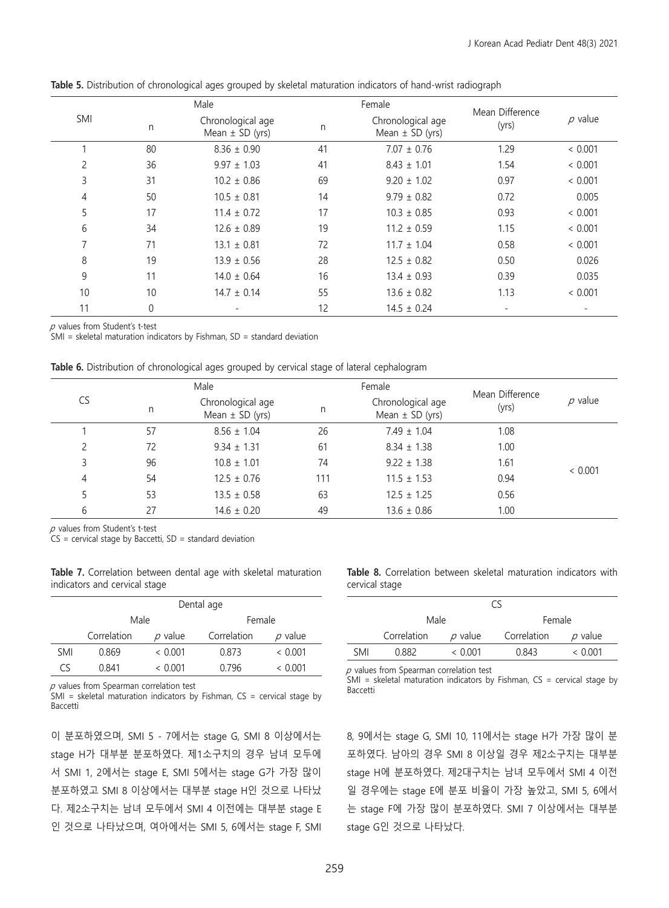**Table 5.** Distribution of chronological ages grouped by skeletal maturation indicators of hand-wrist radiograph

| SMI | Male | | Female | | Mean Difference (yrs) | $p$ value |
|---|---|---|---|---|---|---|
| | n | Chronological age Mean ± SD (yrs) | n | Chronological age Mean ± SD (yrs) | | |
| 1 | 80 | 8.36 ± 0.90 | 41 | 7.07 ± 0.76 | 1.29 | < 0.001 |
| 2 | 36 | 9.97 ± 1.03 | 41 | 8.43 ± 1.01 | 1.54 | < 0.001 |
| 3 | 31 | 10.2 ± 0.86 | 69 | 9.20 ± 1.02 | 0.97 | < 0.001 |
| 4 | 50 | 10.5 ± 0.81 | 14 | 9.79 ± 0.82 | 0.72 | 0.005 |
| 5 | 17 | 11.4 ± 0.72 | 17 | 10.3 ± 0.85 | 0.93 | < 0.001 |
| 6 | 34 | 12.6 ± 0.89 | 19 | 11.2 ± 0.59 | 1.15 | < 0.001 |
| 7 | 71 | 13.1 ± 0.81 | 72 | 11.7 ± 1.04 | 0.58 | < 0.001 |
| 8 | 19 | 13.9 ± 0.56 | 28 | 12.5 ± 0.82 | 0.50 | 0.026 |
| 9 | 11 | 14.0 ± 0.64 | 16 | 13.4 ± 0.93 | 0.39 | 0.035 |
| 10 | 10 | 14.7 ± 0.14 | 55 | 13.6 ± 0.82 | 1.13 | < 0.001 |
| 11 | 0 | - | 12 | 14.5 ± 0.24 | - | - |

$p$ values from Student's t-test
SMI = skeletal maturation indicators by Fishman, SD = standard deviation

**Table 6.** Distribution of chronological ages grouped by cervical stage of lateral cephalogram

| CS | Male | | Female | | Mean Difference (yrs) | $p$ value |
|---|---|---|---|---|---|---|
| | n | Chronological age Mean ± SD (yrs) | n | Chronological age Mean ± SD (yrs) | | |
| 1 | 57 | 8.56 ± 1.04 | 26 | 7.49 ± 1.04 | 1.08 | < 0.001 |
| 2 | 72 | 9.34 ± 1.31 | 61 | 8.34 ± 1.38 | 1.00 | |
| 3 | 96 | 10.8 ± 1.01 | 74 | 9.22 ± 1.38 | 1.61 | |
| 4 | 54 | 12.5 ± 0.76 | 111 | 11.5 ± 1.53 | 0.94 | |
| 5 | 53 | 13.5 ± 0.58 | 63 | 12.5 ± 1.25 | 0.56 | |
| 6 | 27 | 14.6 ± 0.20 | 49 | 13.6 ± 0.86 | 1.00 | |

$p$ values from Student's t-test
CS = cervical stage by Baccetti, SD = standard deviation

**Table 7.** Correlation between dental age with skeletal maturation indicators and cervical stage

| | Dental age | | | |
|---|---|---|---|---|
| | Male | | Female | |
| | Correlation | $p$ value | Correlation | $p$ value |
| SMI | 0.869 | < 0.001 | 0.873 | < 0.001 |
| CS | 0.841 | < 0.001 | 0.796 | < 0.001 |

$p$ values from Spearman correlation test
SMI = skeletal maturation indicators by Fishman, CS = cervical stage by Baccetti

**Table 8.** Correlation between skeletal maturation indicators with cervical stage

| | CS | | | |
|---|---|---|---|---|
| | Male | | Female | |
| | Correlation | $p$ value | Correlation | $p$ value |
| SMI | 0.882 | < 0.001 | 0.843 | < 0.001 |

$p$ values from Spearman correlation test
SMI = skeletal maturation indicators by Fishman, CS = cervical stage by Baccetti

이 분포하였으며, SMI 5 - 7에서는 stage G, SMI 8 이상에서는 stage H가 대부분 분포하였다. 제1소구치의 경우 남녀 모두에서 SMI 1, 2에서는 stage E, SMI 5에서는 stage G가 가장 많이 분포하였고 SMI 8 이상에서는 대부분 stage H인 것으로 나타났다. 제2소구치는 남녀 모두에서 SMI 4 이전에는 대부분 stage E인 것으로 나타났으며, 여아에서는 SMI 5, 6에서는 stage F, SMI 8, 9에서는 stage G, SMI 10, 11에서는 stage H가 가장 많이 분포하였다. 남아의 경우 SMI 8 이상일 경우 제2소구치는 대부분 stage H에 분포하였다. 제2대구치는 남녀 모두에서 SMI 4 이전일 경우에는 stage E에 분포 비율이 가장 높았고, SMI 5, 6에서는 stage F에 가장 많이 분포하였다. SMI 7 이상에서는 대부분 stage G인 것으로 나타났다.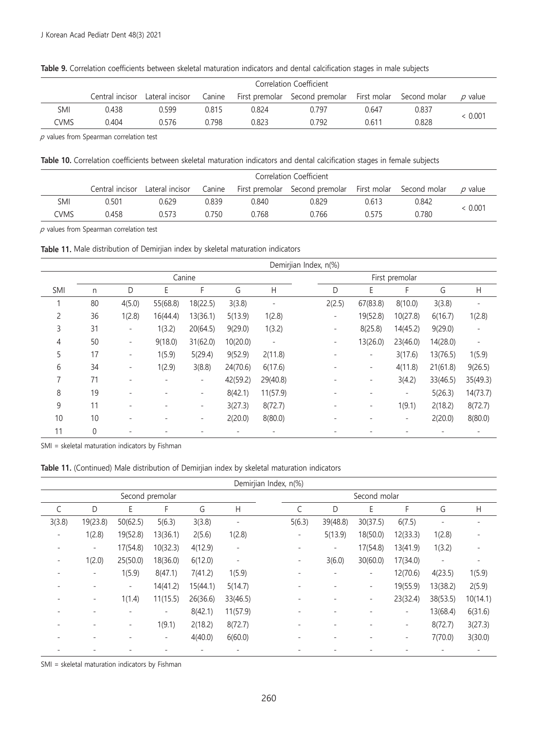**Table 9.** Correlation coefficients between skeletal maturation indicators and dental calcification stages in male subjects

| | Correlation Coefficient | | | | | | | |
|---|---|---|---|---|---|---|---|---|
| | Central incisor | Lateral incisor | Canine | First premolar | Second premolar | First molar | Second molar | *p* value |
| SMI | 0.438 | 0.599 | 0.815 | 0.824 | 0.797 | 0.647 | 0.837 | < 0.001 |
| CVMS | 0.404 | 0.576 | 0.798 | 0.823 | 0.792 | 0.611 | 0.828 | |

*p* values from Spearman correlation test

**Table 10.** Correlation coefficients between skeletal maturation indicators and dental calcification stages in female subjects

| | Correlation Coefficient | | | | | | | |
|---|---|---|---|---|---|---|---|---|
| | Central incisor | Lateral incisor | Canine | First premolar | Second premolar | First molar | Second molar | *p* value |
| SMI | 0.501 | 0.629 | 0.839 | 0.840 | 0.829 | 0.613 | 0.842 | < 0.001 |
| CVMS | 0.458 | 0.573 | 0.750 | 0.768 | 0.766 | 0.575 | 0.780 | |

*p* values from Spearman correlation test

**Table 11.** Male distribution of Demirjian index by skeletal maturation indicators

| | Demirjian Index, n(%) | | | | | | | | | | |
|---|---|---|---|---|---|---|---|---|---|---|---|
| | Canine | | | | | | First premolar | | | | |
| SMI | n | D | E | F | G | H | D | E | F | G | H |
| 1 | 80 | 4(5.0) | 55(68.8) | 18(22.5) | 3(3.8) | - | 2(2.5) | 67(83.8) | 8(10.0) | 3(3.8) | - |
| 2 | 36 | 1(2.8) | 16(44.4) | 13(36.1) | 5(13.9) | 1(2.8) | - | 19(52.8) | 10(27.8) | 6(16.7) | 1(2.8) |
| 3 | 31 | - | 1(3.2) | 20(64.5) | 9(29.0) | 1(3.2) | - | 8(25.8) | 14(45.2) | 9(29.0) | - |
| 4 | 50 | - | 9(18.0) | 31(62.0) | 10(20.0) | - | - | 13(26.0) | 23(46.0) | 14(28.0) | - |
| 5 | 17 | - | 1(5.9) | 5(29.4) | 9(52.9) | 2(11.8) | - | - | 3(17.6) | 13(76.5) | 1(5.9) |
| 6 | 34 | - | 1(2.9) | 3(8.8) | 24(70.6) | 6(17.6) | - | - | 4(11.8) | 21(61.8) | 9(26.5) |
| 7 | 71 | - | - | - | 42(59.2) | 29(40.8) | - | - | 3(4.2) | 33(46.5) | 35(49.3) |
| 8 | 19 | - | - | - | 8(42.1) | 11(57.9) | - | - | - | 5(26.3) | 14(73.7) |
| 9 | 11 | - | - | - | 3(27.3) | 8(72.7) | - | - | 1(9.1) | 2(18.2) | 8(72.7) |
| 10 | 10 | - | - | - | 2(20.0) | 8(80.0) | - | - | - | 2(20.0) | 8(80.0) |
| 11 | 0 | - | - | - | - | - | - | - | - | - | - |

SMI = skeletal maturation indicators by Fishman

**Table 11.** (Continued) Male distribution of Demirjian index by skeletal maturation indicators

| Demirjian Index, n(%) | | | | | | | | | | | |
|---|---|---|---|---|---|---|---|---|---|---|---|
| Second premolar | | | | | | Second molar | | | | | |
| C | D | E | F | G | H | C | D | E | F | G | H |
| 3(3.8) | 19(23.8) | 50(62.5) | 5(6.3) | 3(3.8) | - | 5(6.3) | 39(48.8) | 30(37.5) | 6(7.5) | - | - |
| - | 1(2.8) | 19(52.8) | 13(36.1) | 2(5.6) | 1(2.8) | - | 5(13.9) | 18(50.0) | 12(33.3) | 1(2.8) | - |
| - | - | 17(54.8) | 10(32.3) | 4(12.9) | - | - | - | 17(54.8) | 13(41.9) | 1(3.2) | - |
| - | 1(2.0) | 25(50.0) | 18(36.0) | 6(12.0) | - | - | 3(6.0) | 30(60.0) | 17(34.0) | - | - |
| - | - | 1(5.9) | 8(47.1) | 7(41.2) | 1(5.9) | - | - | - | 12(70.6) | 4(23.5) | 1(5.9) |
| - | - | - | 14(41.2) | 15(44.1) | 5(14.7) | - | - | - | 19(55.9) | 13(38.2) | 2(5.9) |
| - | - | 1(1.4) | 11(15.5) | 26(36.6) | 33(46.5) | - | - | - | 23(32.4) | 38(53.5) | 10(14.1) |
| - | - | - | - | 8(42.1) | 11(57.9) | - | - | - | - | 13(68.4) | 6(31.6) |
| - | - | - | 1(9.1) | 2(18.2) | 8(72.7) | - | - | - | - | 8(72.7) | 3(27.3) |
| - | - | - | - | 4(40.0) | 6(60.0) | - | - | - | - | 7(70.0) | 3(30.0) |
| - | - | - | - | - | - | - | - | - | - | - | - |

SMI = skeletal maturation indicators by Fishman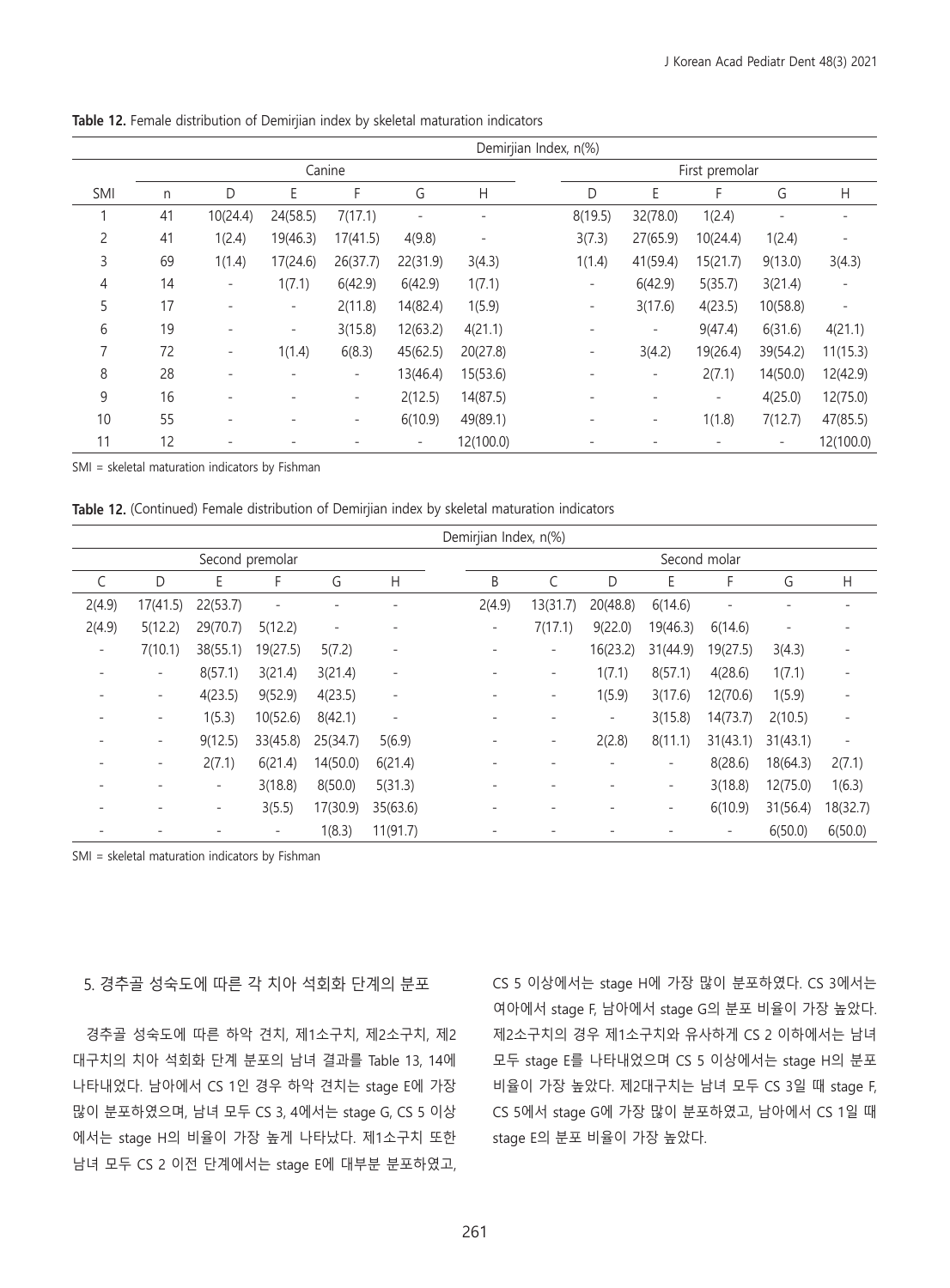**Table 12.** Female distribution of Demirjian index by skeletal maturation indicators

| | | Demirjian Index, n(%) | | | | | | | | | |
|---|---|---|---|---|---|---|---|---|---|---|---|
| | | Canine | | | | | First premolar | | | | |
| SMI | n | D | E | F | G | H | D | E | F | G | H |
| 1 | 41 | 10(24.4) | 24(58.5) | 7(17.1) | - | - | 8(19.5) | 32(78.0) | 1(2.4) | - | - |
| 2 | 41 | 1(2.4) | 19(46.3) | 17(41.5) | 4(9.8) | - | 3(7.3) | 27(65.9) | 10(24.4) | 1(2.4) | - |
| 3 | 69 | 1(1.4) | 17(24.6) | 26(37.7) | 22(31.9) | 3(4.3) | 1(1.4) | 41(59.4) | 15(21.7) | 9(13.0) | 3(4.3) |
| 4 | 14 | - | 1(7.1) | 6(42.9) | 6(42.9) | 1(7.1) | - | 6(42.9) | 5(35.7) | 3(21.4) | - |
| 5 | 17 | - | - | 2(11.8) | 14(82.4) | 1(5.9) | - | 3(17.6) | 4(23.5) | 10(58.8) | - |
| 6 | 19 | - | - | 3(15.8) | 12(63.2) | 4(21.1) | - | - | 9(47.4) | 6(31.6) | 4(21.1) |
| 7 | 72 | - | 1(1.4) | 6(8.3) | 45(62.5) | 20(27.8) | - | 3(4.2) | 19(26.4) | 39(54.2) | 11(15.3) |
| 8 | 28 | - | - | - | 13(46.4) | 15(53.6) | - | - | 2(7.1) | 14(50.0) | 12(42.9) |
| 9 | 16 | - | - | - | 2(12.5) | 14(87.5) | - | - | - | 4(25.0) | 12(75.0) |
| 10 | 55 | - | - | - | 6(10.9) | 49(89.1) | - | - | 1(1.8) | 7(12.7) | 47(85.5) |
| 11 | 12 | - | - | - | - | 12(100.0) | - | - | - | - | 12(100.0) |

SMI = skeletal maturation indicators by Fishman

**Table 12.** (Continued) Female distribution of Demirjian index by skeletal maturation indicators

| Demirjian Index, n(%) | | | | | | | | | | | | |
|---|---|---|---|---|---|---|---|---|---|---|---|---|
| Second premolar | | | | | | Second molar | | | | | | |
| C | D | E | F | G | H | B | C | D | E | F | G | H |
| 2(4.9) | 17(41.5) | 22(53.7) | - | - | - | 2(4.9) | 13(31.7) | 20(48.8) | 6(14.6) | - | - | - |
| 2(4.9) | 5(12.2) | 29(70.7) | 5(12.2) | - | - | - | 7(17.1) | 9(22.0) | 19(46.3) | 6(14.6) | - | - |
| - | 7(10.1) | 38(55.1) | 19(27.5) | 5(7.2) | - | - | - | 16(23.2) | 31(44.9) | 19(27.5) | 3(4.3) | - |
| - | - | 8(57.1) | 3(21.4) | 3(21.4) | - | - | - | 1(7.1) | 8(57.1) | 4(28.6) | 1(7.1) | - |
| - | - | 4(23.5) | 9(52.9) | 4(23.5) | - | - | - | 1(5.9) | 3(17.6) | 12(70.6) | 1(5.9) | - |
| - | - | 1(5.3) | 10(52.6) | 8(42.1) | - | - | - | - | 3(15.8) | 14(73.7) | 2(10.5) | - |
| - | - | 9(12.5) | 33(45.8) | 25(34.7) | 5(6.9) | - | - | 2(2.8) | 8(11.1) | 31(43.1) | 31(43.1) | - |
| - | - | 2(7.1) | 6(21.4) | 14(50.0) | 6(21.4) | - | - | - | - | 8(28.6) | 18(64.3) | 2(7.1) |
| - | - | - | 3(18.8) | 8(50.0) | 5(31.3) | - | - | - | - | 3(18.8) | 12(75.0) | 1(6.3) |
| - | - | - | 3(5.5) | 17(30.9) | 35(63.6) | - | - | - | - | 6(10.9) | 31(56.4) | 18(32.7) |
| - | - | - | - | 1(8.3) | 11(91.7) | - | - | - | - | - | 6(50.0) | 6(50.0) |

SMI = skeletal maturation indicators by Fishman

### 5. 경추골 성숙도에 따른 각 치아 석회화 단계의 분포

경추골 성숙도에 따른 하악 견치, 제1소구치, 제2소구치, 제2대구치의 치아 석회화 단계 분포의 남녀 결과를 Table 13, 14에 나타내었다. 남아에서 CS 1인 경우 하악 견치는 stage E에 가장 많이 분포하였으며, 남녀 모두 CS 3, 4에서는 stage G, CS 5 이상에서는 stage H의 비율이 가장 높게 나타났다. 제1소구치 또한 남녀 모두 CS 2 이전 단계에서는 stage E에 대부분 분포하였고, CS 5 이상에서는 stage H에 가장 많이 분포하였다. CS 3에서는 여아에서 stage F, 남아에서 stage G의 분포 비율이 가장 높았다. 제2소구치의 경우 제1소구치와 유사하게 CS 2 이하에서는 남녀 모두 stage E를 나타내었으며 CS 5 이상에서는 stage H의 분포 비율이 가장 높았다. 제2대구치는 남녀 모두 CS 3일 때 stage F, CS 5에서 stage G에 가장 많이 분포하였고, 남아에서 CS 1일 때 stage E의 분포 비율이 가장 높았다.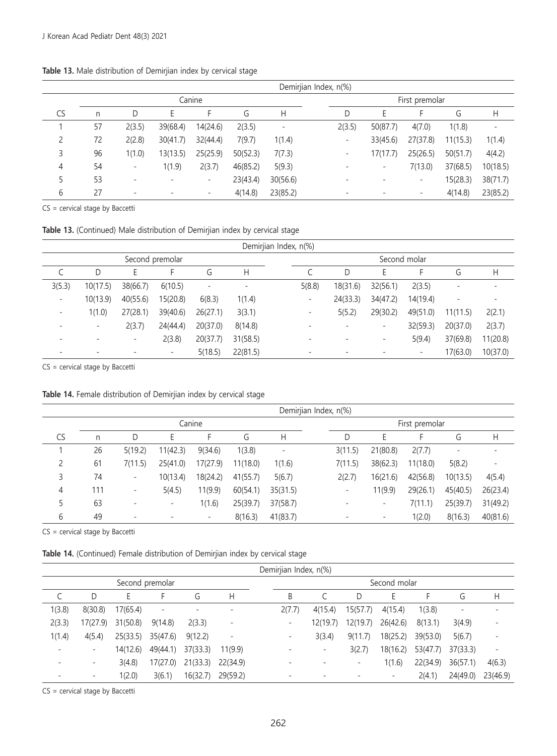**Table 13.** Male distribution of Demirjian index by cervical stage

| | Demirjian Index, n(%) | | | | | | | | | | |
|---|---|---|---|---|---|---|---|---|---|---|---|
| | Canine | | | | | | First premolar | | | | |
| CS | n | D | E | F | G | H | D | E | F | G | H |
| 1 | 57 | 2(3.5) | 39(68.4) | 14(24.6) | 2(3.5) | - | 2(3.5) | 50(87.7) | 4(7.0) | 1(1.8) | - |
| 2 | 72 | 2(2.8) | 30(41.7) | 32(44.4) | 7(9.7) | 1(1.4) | - | 33(45.6) | 27(37.8) | 11(15.3) | 1(1.4) |
| 3 | 96 | 1(1.0) | 13(13.5) | 25(25.9) | 50(52.3) | 7(7.3) | - | 17(17.7) | 25(26.5) | 50(51.7) | 4(4.2) |
| 4 | 54 | - | 1(1.9) | 2(3.7) | 46(85.2) | 5(9.3) | - | - | 7(13.0) | 37(68.5) | 10(18.5) |
| 5 | 53 | - | - | - | 23(43.4) | 30(56.6) | - | - | - | 15(28.3) | 38(71.7) |
| 6 | 27 | - | - | - | 4(14.8) | 23(85.2) | - | - | - | 4(14.8) | 23(85.2) |

CS = cervical stage by Baccetti

**Table 13.** (Continued) Male distribution of Demirjian index by cervical stage

| Demirjian Index, n(%) | | | | | | | | | | | |
|---|---|---|---|---|---|---|---|---|---|---|---|
| Second premolar | | | | | | Second molar | | | | | |
| C | D | E | F | G | H | C | D | E | F | G | H |
| 3(5.3) | 10(17.5) | 38(66.7) | 6(10.5) | - | - | 5(8.8) | 18(31.6) | 32(56.1) | 2(3.5) | - | - |
| - | 10(13.9) | 40(55.6) | 15(20.8) | 6(8.3) | 1(1.4) | - | 24(33.3) | 34(47.2) | 14(19.4) | - | - |
| - | 1(1.0) | 27(28.1) | 39(40.6) | 26(27.1) | 3(3.1) | - | 5(5.2) | 29(30.2) | 49(51.0) | 11(11.5) | 2(2.1) |
| - | - | 2(3.7) | 24(44.4) | 20(37.0) | 8(14.8) | - | - | - | 32(59.3) | 20(37.0) | 2(3.7) |
| - | - | - | 2(3.8) | 20(37.7) | 31(58.5) | - | - | - | 5(9.4) | 37(69.8) | 11(20.8) |
| - | - | - | - | 5(18.5) | 22(81.5) | - | - | - | - | 17(63.0) | 10(37.0) |

CS = cervical stage by Baccetti

**Table 14.** Female distribution of Demirjian index by cervical stage

| | Demirjian Index, n(%) | | | | | | | | | | |
|---|---|---|---|---|---|---|---|---|---|---|---|
| | Canine | | | | | | First premolar | | | | |
| CS | n | D | E | F | G | H | D | E | F | G | H |
| 1 | 26 | 5(19.2) | 11(42.3) | 9(34.6) | 1(3.8) | - | 3(11.5) | 21(80.8) | 2(7.7) | - | - |
| 2 | 61 | 7(11.5) | 25(41.0) | 17(27.9) | 11(18.0) | 1(1.6) | 7(11.5) | 38(62.3) | 11(18.0) | 5(8.2) | - |
| 3 | 74 | - | 10(13.4) | 18(24.2) | 41(55.7) | 5(6.7) | 2(2.7) | 16(21.6) | 42(56.8) | 10(13.5) | 4(5.4) |
| 4 | 111 | - | 5(4.5) | 11(9.9) | 60(54.1) | 35(31.5) | - | 11(9.9) | 29(26.1) | 45(40.5) | 26(23.4) |
| 5 | 63 | - | - | 1(1.6) | 25(39.7) | 37(58.7) | - | - | 7(11.1) | 25(39.7) | 31(49.2) |
| 6 | 49 | - | - | - | 8(16.3) | 41(83.7) | - | - | 1(2.0) | 8(16.3) | 40(81.6) |

CS = cervical stage by Baccetti

**Table 14.** (Continued) Female distribution of Demirjian index by cervical stage

| Demirjian Index, n(%) | | | | | | | | | | | | |
|---|---|---|---|---|---|---|---|---|---|---|---|---|
| Second premolar | | | | | | Second molar | | | | | | |
| C | D | E | F | G | H | B | C | D | E | F | G | H |
| 1(3.8) | 8(30.8) | 17(65.4) | - | - | - | 2(7.7) | 4(15.4) | 15(57.7) | 4(15.4) | 1(3.8) | - | - |
| 2(3.3) | 17(27.9) | 31(50.8) | 9(14.8) | 2(3.3) | - | - | 12(19.7) | 12(19.7) | 26(42.6) | 8(13.1) | 3(4.9) | - |
| 1(1.4) | 4(5.4) | 25(33.5) | 35(47.6) | 9(12.2) | - | - | 3(3.4) | 9(11.7) | 18(25.2) | 39(53.0) | 5(6.7) | - |
| - | - | 14(12.6) | 49(44.1) | 37(33.3) | 11(9.9) | - | - | 3(2.7) | 18(16.2) | 53(47.7) | 37(33.3) | - |
| - | - | 3(4.8) | 17(27.0) | 21(33.3) | 22(34.9) | - | - | - | 1(1.6) | 22(34.9) | 36(57.1) | 4(6.3) |
| - | - | 1(2.0) | 3(6.1) | 16(32.7) | 29(59.2) | - | - | - | - | 2(4.1) | 24(49.0) | 23(46.9) |

CS = cervical stage by Baccetti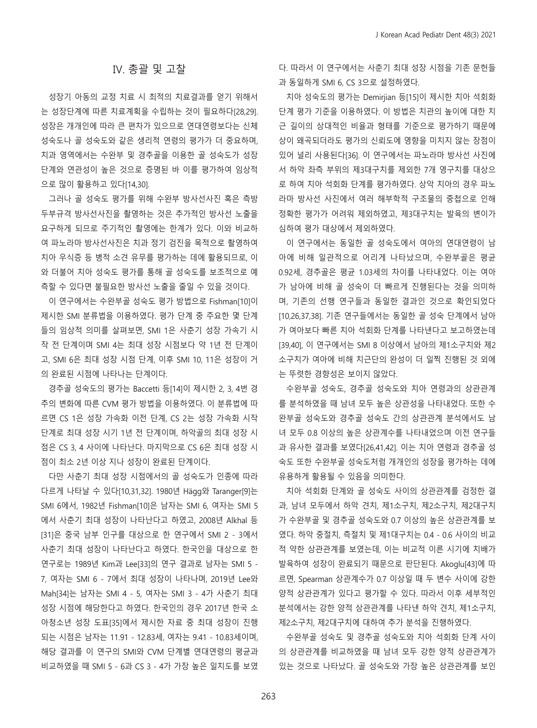## IV. 총괄 및 고찰

성장기 아동의 교정 치료 시 최적의 치료결과를 얻기 위해서는 성장단계에 따른 치료계획을 수립하는 것이 필요하다[28,29]. 성장은 개개인에 따라 큰 편차가 있으므로 연대연령보다는 신체 성숙도나 골 성숙도와 같은 생리적 연령의 평가가 더 중요하며, 치과 영역에서는 수완부 및 경추골을 이용한 골 성숙도가 성장 단계와 연관성이 높은 것으로 증명된 바 이를 평가하여 임상적으로 많이 활용하고 있다[14,30].

그러나 골 성숙도 평가를 위해 수완부 방사선사진 혹은 측방두부규격 방사선사진을 촬영하는 것은 추가적인 방사선 노출을 요구하게 되므로 주기적인 촬영에는 한계가 있다. 이와 비교하여 파노라마 방사선사진은 치과 정기 검진을 목적으로 촬영하여 치아 우식증 등 병적 소견 유무를 평가하는 데에 활용되므로, 이와 더불어 치아 성숙도 평가를 통해 골 성숙도를 보조적으로 예측할 수 있다면 불필요한 방사선 노출을 줄일 수 있을 것이다.

이 연구에서는 수완부골 성숙도 평가 방법으로 Fishman[10]이 제시한 SMI 분류법을 이용하였다. 평가 단계 중 주요한 몇 단계들의 임상적 의미를 살펴보면, SMI 1은 사춘기 성장 가속기 시작 전 단계이며 SMI 4는 최대 성장 시점보다 약 1년 전 단계이고, SMI 6은 최대 성장 시점 단계, 이후 SMI 10, 11은 성장이 거의 완료된 시점에 나타나는 단계이다.

경추골 성숙도의 평가는 Baccetti 등[14]이 제시한 2, 3, 4번 경추의 변화에 따른 CVM 평가 방법을 이용하였다. 이 분류법에 따르면 CS 1은 성장 가속화 이전 단계, CS 2는 성장 가속화 시작 단계로 최대 성장 시기 1년 전 단계이며, 하악골의 최대 성장 시점은 CS 3, 4 사이에 나타난다. 마지막으로 CS 6은 최대 성장 시점이 최소 2년 이상 지나 성장이 완료된 단계이다.

다만 사춘기 최대 성장 시점에서의 골 성숙도가 인종에 따라 다르게 나타날 수 있다[10,31,32]. 1980년 Hägg와 Taranger[9]는 SMI 6에서, 1982년 Fishman[10]은 남자는 SMI 6, 여자는 SMI 5에서 사춘기 최대 성장이 나타난다고 하였고, 2008년 Alkhal 등[31]은 중국 남부 인구를 대상으로 한 연구에서 SMI 2 - 3에서 사춘기 최대 성장이 나타난다고 하였다. 한국인을 대상으로 한 연구로는 1989년 Kim과 Lee[33]의 연구 결과로 남자는 SMI 5 - 7, 여자는 SMI 6 - 7에서 최대 성장이 나타나며, 2019년 Lee와 Mah[34]는 남자는 SMI 4 - 5, 여자는 SMI 3 - 4가 사춘기 최대 성장 시점에 해당한다고 하였다. 한국인의 경우 2017년 한국 소아청소년 성장 도표[35]에서 제시한 자료 중 최대 성장이 진행되는 시점은 남자는 11.91 - 12.83세, 여자는 9.41 - 10.83세이며, 해당 결과를 이 연구의 SMI와 CVM 단계별 연대연령의 평균과 비교하였을 때 SMI 5 - 6과 CS 3 - 4가 가장 높은 일치도를 보였다. 따라서 이 연구에서는 사춘기 최대 성장 시점을 기존 문헌들과 동일하게 SMI 6, CS 3으로 설정하였다.

치아 성숙도의 평가는 Demirjian 등[15]이 제시한 치아 석회화 단계 평가 기준을 이용하였다. 이 방법은 치관의 높이에 대한 치근 길이의 상대적인 비율과 형태를 기준으로 평가하기 때문에 상이 왜곡되더라도 평가의 신뢰도에 영향을 미치지 않는 장점이 있어 널리 사용된다[36]. 이 연구에서는 파노라마 방사선 사진에서 하악 좌측 부위의 제3대구치를 제외한 7개 영구치를 대상으로 하여 치아 석회화 단계를 평가하였다. 상악 치아의 경우 파노라마 방사선 사진에서 여러 해부학적 구조물의 중첩으로 인해 정확한 평가가 어려워 제외하였고, 제3대구치는 발육의 변이가 심하여 평가 대상에서 제외하였다.

이 연구에서는 동일한 골 성숙도에서 여아의 연대연령이 남아에 비해 일관적으로 어리게 나타났으며, 수완부골은 평균 0.92세, 경추골은 평균 1.03세의 차이를 나타내었다. 이는 여아가 남아에 비해 골 성숙이 더 빠르게 진행된다는 것을 의미하며, 기존의 선행 연구들과 동일한 결과인 것으로 확인되었다[10,26,37,38]. 기존 연구들에서는 동일한 골 성숙 단계에서 남아가 여아보다 빠른 치아 석회화 단계를 나타낸다고 보고하였는데[39,40], 이 연구에서는 SMI 8 이상에서 남아의 제1소구치와 제2소구치가 여아에 비해 치근단의 완성이 더 일찍 진행된 것 외에는 뚜렷한 경향성은 보이지 않았다.

수완부골 성숙도, 경추골 성숙도와 치아 연령과의 상관관계를 분석하였을 때 남녀 모두 높은 상관성을 나타내었다. 또한 수완부골 성숙도와 경추골 성숙도 간의 상관관계 분석에서도 남녀 모두 0.8 이상의 높은 상관계수를 나타내었으며 이전 연구들과 유사한 결과를 보였다[26,41,42]. 이는 치아 연령과 경추골 성숙도 또한 수완부골 성숙도처럼 개개인의 성장을 평가하는 데에 유용하게 활용될 수 있음을 의미한다.

치아 석회화 단계와 골 성숙도 사이의 상관관계를 검정한 결과, 남녀 모두에서 하악 견치, 제1소구치, 제2소구치, 제2대구치가 수완부골 및 경추골 성숙도와 0.7 이상의 높은 상관관계를 보였다. 하악 중절치, 측절치 및 제1대구치는 0.4 - 0.6 사이의 비교적 약한 상관관계를 보였는데, 이는 비교적 이른 시기에 치배가 발육하여 성장이 완료되기 때문으로 판단된다. Akoglu[43]에 따르면, Spearman 상관계수가 0.7 이상일 때 두 변수 사이에 강한 양적 상관관계가 있다고 평가할 수 있다. 따라서 이후 세부적인 분석에서는 강한 양적 상관관계를 나타낸 하악 견치, 제1소구치, 제2소구치, 제2대구치에 대하여 추가 분석을 진행하였다.

수완부골 성숙도 및 경추골 성숙도와 치아 석회화 단계 사이의 상관관계를 비교하였을 때 남녀 모두 강한 양적 상관관계가 있는 것으로 나타났다. 골 성숙도와 가장 높은 상관관계를 보인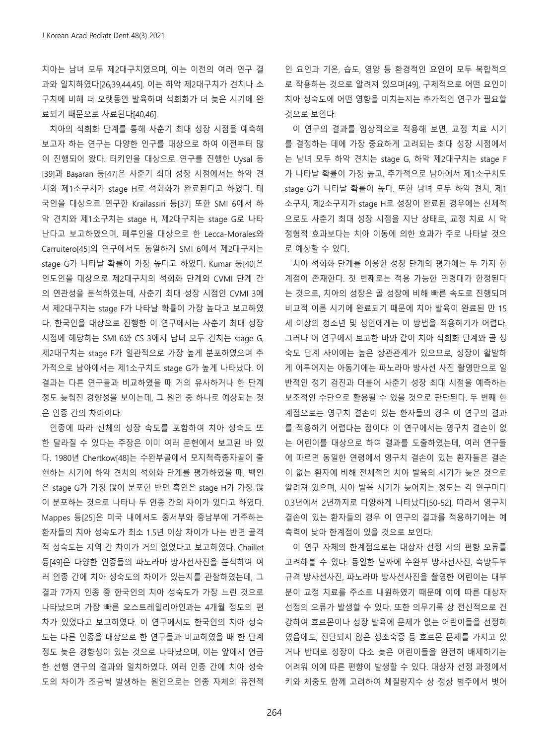치아는 남녀 모두 제2대구치였으며, 이는 이전의 여러 연구 결과와 일치하였다[26,39,44,45]. 이는 하악 제2대구치가 견치나 소구치에 비해 더 오랫동안 발육하며 석회화가 더 늦은 시기에 완료되기 때문으로 사료된다[40,46].

치아의 석회화 단계를 통해 사춘기 최대 성장 시점을 예측해 보고자 하는 연구는 다양한 인구를 대상으로 하여 이전부터 많이 진행되어 왔다. 터키인을 대상으로 연구를 진행한 Uysal 등[39]과 Başaran 등[47]은 사춘기 최대 성장 시점에서는 하악 견치와 제1소구치가 stage H로 석회화가 완료된다고 하였다. 태국인을 대상으로 연구한 Krailassiri 등[37] 또한 SMI 6에서 하악 견치와 제1소구치는 stage H, 제2대구치는 stage G로 나타난다고 보고하였으며, 페루인을 대상으로 한 Lecca-Morales와 Carruitero[45]의 연구에서도 동일하게 SMI 6에서 제2대구치는 stage G가 나타날 확률이 가장 높다고 하였다. Kumar 등[40]은 인도인을 대상으로 제2대구치의 석회화 단계와 CVMI 단계 간의 연관성을 분석하였는데, 사춘기 최대 성장 시점인 CVMI 3에서 제2대구치는 stage F가 나타날 확률이 가장 높다고 보고하였다. 한국인을 대상으로 진행한 이 연구에서는 사춘기 최대 성장 시점에 해당하는 SMI 6와 CS 3에서 남녀 모두 견치는 stage G, 제2대구치는 stage F가 일관적으로 가장 높게 분포하였으며 추가적으로 남아에서는 제1소구치도 stage G가 높게 나타났다. 이 결과는 다른 연구들과 비교하였을 때 거의 유사하거나 한 단계 정도 늦춰진 경향성을 보이는데, 그 원인 중 하나로 예상되는 것은 인종 간의 차이이다.

인종에 따라 신체의 성장 속도를 포함하여 치아 성숙도 또한 달라질 수 있다는 주장은 이미 여러 문헌에서 보고된 바 있다. 1980년 Chertkow[48]는 수완부골에서 모지척측종자골이 출현하는 시기에 하악 견치의 석회화 단계를 평가하였을 때, 백인은 stage G가 가장 많이 분포한 반면 흑인은 stage H가 가장 많이 분포하는 것으로 나타나 두 인종 간의 차이가 있다고 하였다. Mappes 등[25]은 미국 내에서도 중서부와 중남부에 거주하는 환자들의 치아 성숙도가 최소 1.5년 이상 차이가 나는 반면 골격적 성숙도는 지역 간 차이가 거의 없었다고 보고하였다. Chaillet 등[49]은 다양한 인종들의 파노라마 방사선사진을 분석하여 여러 인종 간에 치아 성숙도의 차이가 있는지를 관찰하였는데, 그 결과 7가지 인종 중 한국인의 치아 성숙도가 가장 느린 것으로 나타났으며 가장 빠른 오스트레일리아인과는 4개월 정도의 편차가 있었다고 보고하였다. 이 연구에서도 한국인의 치아 성숙도는 다른 인종을 대상으로 한 연구들과 비교하였을 때 한 단계 정도 늦은 경향성이 있는 것으로 나타났으며, 이는 앞에서 언급한 선행 연구의 결과와 일치하였다. 여러 인종 간에 치아 성숙도의 차이가 조금씩 발생하는 원인으로는 인종 자체의 유전적인 요인과 기온, 습도, 영양 등 환경적인 요인이 모두 복합적으로 작용하는 것으로 알려져 있으며[49], 구체적으로 어떤 요인이 치아 성숙도에 어떤 영향을 미치는지는 추가적인 연구가 필요할 것으로 보인다.

이 연구의 결과를 임상적으로 적용해 보면, 교정 치료 시기를 결정하는 데에 가장 중요하게 고려되는 최대 성장 시점에서는 남녀 모두 하악 견치는 stage G, 하악 제2대구치는 stage F가 나타날 확률이 가장 높고, 추가적으로 남아에서 제1소구치도 stage G가 나타날 확률이 높다. 또한 남녀 모두 하악 견치, 제1소구치, 제2소구치가 stage H로 성장이 완료된 경우에는 신체적으로도 사춘기 최대 성장 시점을 지난 상태로, 교정 치료 시 악정형적 효과보다는 치아 이동에 의한 효과가 주로 나타날 것으로 예상할 수 있다.

치아 석회화 단계를 이용한 성장 단계의 평가에는 두 가지 한계점이 존재한다. 첫 번째로는 적용 가능한 연령대가 한정된다는 것으로, 치아의 성장은 골 성장에 비해 빠른 속도로 진행되며 비교적 이른 시기에 완료되기 때문에 치아 발육이 완료된 만 15세 이상의 청소년 및 성인에게는 이 방법을 적용하기가 어렵다. 그러나 이 연구에서 보고한 바와 같이 치아 석회화 단계와 골 성숙도 단계 사이에는 높은 상관관계가 있으므로, 성장이 활발하게 이루어지는 아동기에는 파노라마 방사선 사진 촬영만으로 일반적인 정기 검진과 더불어 사춘기 성장 최대 시점을 예측하는 보조적인 수단으로 활용될 수 있을 것으로 판단된다. 두 번째 한계점으로는 영구치 결손이 있는 환자들의 경우 이 연구의 결과를 적용하기 어렵다는 점이다. 이 연구에서는 영구치 결손이 없는 어린이를 대상으로 하여 결과를 도출하였는데, 여러 연구들에 따르면 동일한 연령에서 영구치 결손이 있는 환자들은 결손이 없는 환자에 비해 전체적인 치아 발육의 시기가 늦은 것으로 알려져 있으며, 치아 발육 시기가 늦어지는 정도는 각 연구마다 0.3년에서 2년까지로 다양하게 나타났다[50-52]. 따라서 영구치 결손이 있는 환자들의 경우 이 연구의 결과를 적용하기에는 예측력이 낮아 한계점이 있을 것으로 보인다.

이 연구 자체의 한계점으로는 대상자 선정 시의 편향 오류를 고려해볼 수 있다. 동일한 날짜에 수완부 방사선사진, 측방두부 규격 방사선사진, 파노라마 방사선사진을 촬영한 어린이는 대부분이 교정 치료를 주소로 내원하였기 때문에 이에 따른 대상자 선정의 오류가 발생할 수 있다. 또한 의무기록 상 전신적으로 건강하여 호르몬이나 성장 발육에 문제가 없는 어린이들을 선정하였음에도, 진단되지 않은 성조숙증 등 호르몬 문제를 가지고 있거나 반대로 성장이 다소 늦은 어린이들을 완전히 배제하기는 어려워 이에 따른 편향이 발생할 수 있다. 대상자 선정 과정에서 키와 체중도 함께 고려하여 체질량지수 상 정상 범주에서 벗어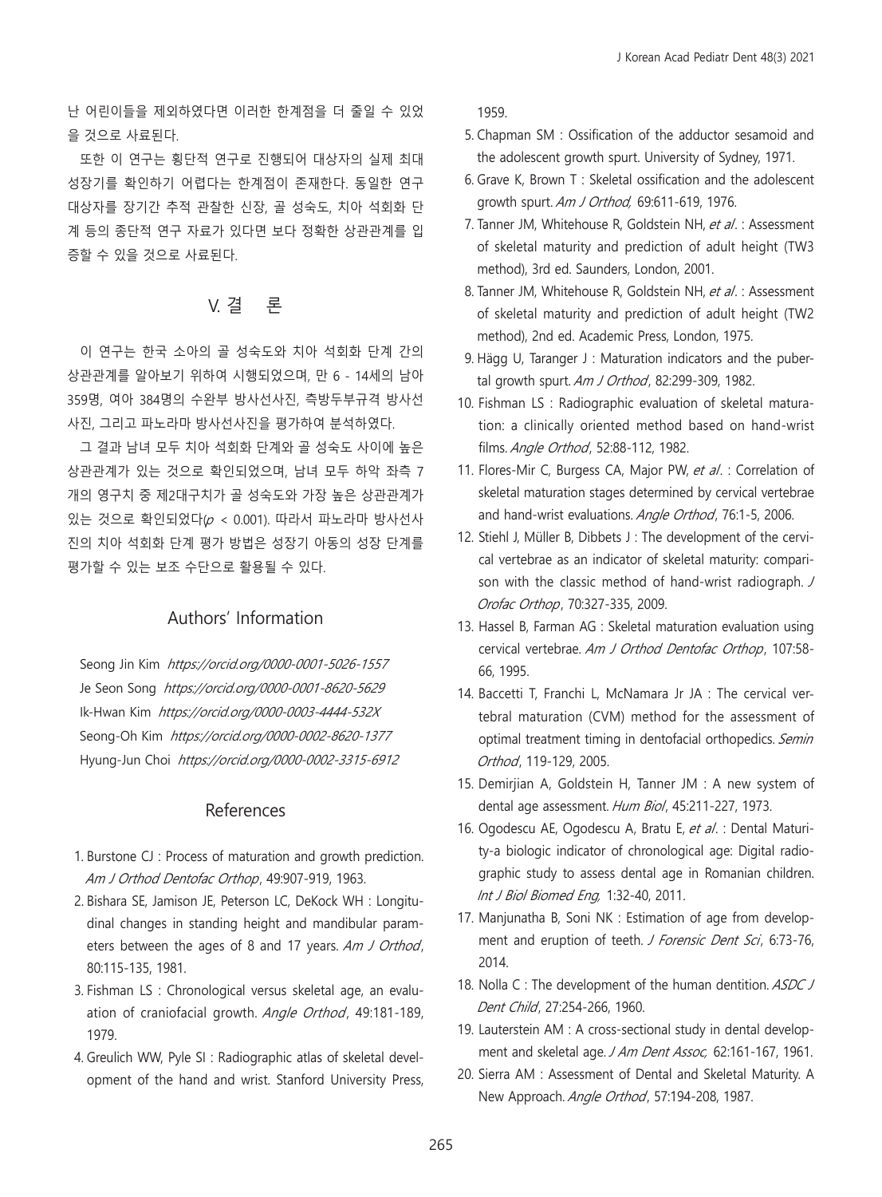난 어린이들을 제외하였다면 이러한 한계점을 더 줄일 수 있었을 것으로 사료된다.

또한 이 연구는 횡단적 연구로 진행되어 대상자의 실제 최대 성장기를 확인하기 어렵다는 한계점이 존재한다. 동일한 연구 대상자를 장기간 추적 관찰한 신장, 골 성숙도, 치아 석회화 단계 등의 종단적 연구 자료가 있다면 보다 정확한 상관관계를 입증할 수 있을 것으로 사료된다.

## V. 결 론

이 연구는 한국 소아의 골 성숙도와 치아 석회화 단계 간의 상관관계를 알아보기 위하여 시행되었으며, 만 6 - 14세의 남아 359명, 여아 384명의 수완부 방사선사진, 측방두부규격 방사선사진, 그리고 파노라마 방사선사진을 평가하여 분석하였다.

그 결과 남녀 모두 치아 석회화 단계와 골 성숙도 사이에 높은 상관관계가 있는 것으로 확인되었으며, 남녀 모두 하악 좌측 7개의 영구치 중 제2대구치가 골 성숙도와 가장 높은 상관관계가 있는 것으로 확인되었다($p$ < 0.001). 따라서 파노라마 방사선사진의 치아 석회화 단계 평가 방법은 성장기 아동의 성장 단계를 평가할 수 있는 보조 수단으로 활용될 수 있다.

## Authors' Information

Seong Jin Kim *https://orcid.org/0000-0001-5026-1557*
Je Seon Song *https://orcid.org/0000-0001-8620-5629*
Ik-Hwan Kim *https://orcid.org/0000-0003-4444-532X*
Seong-Oh Kim *https://orcid.org/0000-0002-8620-1377*
Hyung-Jun Choi *https://orcid.org/0000-0002-3315-6912*

## References

1. Burstone CJ : Process of maturation and growth prediction. *Am J Orthod Dentofac Orthop*, 49:907-919, 1963.
2. Bishara SE, Jamison JE, Peterson LC, DeKock WH : Longitudinal changes in standing height and mandibular parameters between the ages of 8 and 17 years. *Am J Orthod*, 80:115-135, 1981.
3. Fishman LS : Chronological versus skeletal age, an evaluation of craniofacial growth. *Angle Orthod*, 49:181-189, 1979.
4. Greulich WW, Pyle SI : Radiographic atlas of skeletal development of the hand and wrist. Stanford University Press, 1959.
5. Chapman SM : Ossification of the adductor sesamoid and the adolescent growth spurt. University of Sydney, 1971.
6. Grave K, Brown T : Skeletal ossification and the adolescent growth spurt. *Am J Orthod,* 69:611-619, 1976.
7. Tanner JM, Whitehouse R, Goldstein NH, *et al*. : Assessment of skeletal maturity and prediction of adult height (TW3 method), 3rd ed. Saunders, London, 2001.
8. Tanner JM, Whitehouse R, Goldstein NH, *et al*. : Assessment of skeletal maturity and prediction of adult height (TW2 method), 2nd ed. Academic Press, London, 1975.
9. Hägg U, Taranger J : Maturation indicators and the pubertal growth spurt. *Am J Orthod*, 82:299-309, 1982.
10. Fishman LS : Radiographic evaluation of skeletal maturation: a clinically oriented method based on hand-wrist films. *Angle Orthod*, 52:88-112, 1982.
11. Flores-Mir C, Burgess CA, Major PW, *et al*. : Correlation of skeletal maturation stages determined by cervical vertebrae and hand-wrist evaluations. *Angle Orthod*, 76:1-5, 2006.
12. Stiehl J, Müller B, Dibbets J : The development of the cervical vertebrae as an indicator of skeletal maturity: comparison with the classic method of hand-wrist radiograph. *J Orofac Orthop*, 70:327-335, 2009.
13. Hassel B, Farman AG : Skeletal maturation evaluation using cervical vertebrae. *Am J Orthod Dentofac Orthop*, 107:58-66, 1995.
14. Baccetti T, Franchi L, McNamara Jr JA : The cervical vertebral maturation (CVM) method for the assessment of optimal treatment timing in dentofacial orthopedics. *Semin Orthod*, 119-129, 2005.
15. Demirjian A, Goldstein H, Tanner JM : A new system of dental age assessment. *Hum Biol*, 45:211-227, 1973.
16. Ogodescu AE, Ogodescu A, Bratu E, *et al*. : Dental Maturity-a biologic indicator of chronological age: Digital radiographic study to assess dental age in Romanian children. *Int J Biol Biomed Eng,* 1:32-40, 2011.
17. Manjunatha B, Soni NK : Estimation of age from development and eruption of teeth. *J Forensic Dent Sci*, 6:73-76, 2014.
18. Nolla C : The development of the human dentition. *ASDC J Dent Child*, 27:254-266, 1960.
19. Lauterstein AM : A cross-sectional study in dental development and skeletal age. *J Am Dent Assoc,* 62:161-167, 1961.
20. Sierra AM : Assessment of Dental and Skeletal Maturity. A New Approach. *Angle Orthod*, 57:194-208, 1987.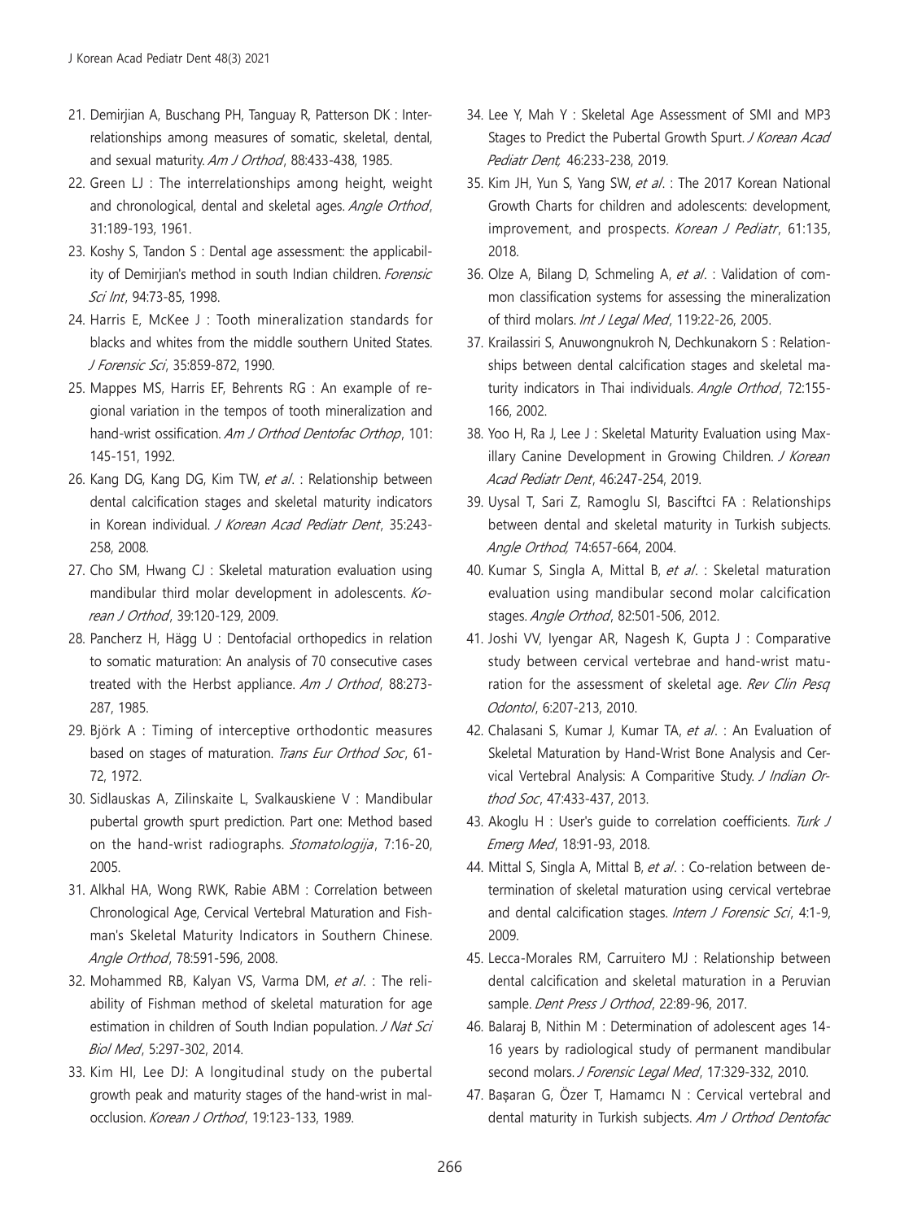21. Demirjian A, Buschang PH, Tanguay R, Patterson DK : Interrelationships among measures of somatic, skeletal, dental, and sexual maturity. *Am J Orthod*, 88:433-438, 1985.
22. Green LJ : The interrelationships among height, weight and chronological, dental and skeletal ages. *Angle Orthod*, 31:189-193, 1961.
23. Koshy S, Tandon S : Dental age assessment: the applicability of Demirjian's method in south Indian children. *Forensic Sci Int*, 94:73-85, 1998.
24. Harris E, McKee J : Tooth mineralization standards for blacks and whites from the middle southern United States. *J Forensic Sci*, 35:859-872, 1990.
25. Mappes MS, Harris EF, Behrents RG : An example of regional variation in the tempos of tooth mineralization and hand-wrist ossification. *Am J Orthod Dentofac Orthop*, 101: 145-151, 1992.
26. Kang DG, Kang DG, Kim TW, *et al*. : Relationship between dental calcification stages and skeletal maturity indicators in Korean individual. *J Korean Acad Pediatr Dent*, 35:243-258, 2008.
27. Cho SM, Hwang CJ : Skeletal maturation evaluation using mandibular third molar development in adolescents. *Korean J Orthod*, 39:120-129, 2009.
28. Pancherz H, Hägg U : Dentofacial orthopedics in relation to somatic maturation: An analysis of 70 consecutive cases treated with the Herbst appliance. *Am J Orthod*, 88:273-287, 1985.
29. Björk A : Timing of interceptive orthodontic measures based on stages of maturation. *Trans Eur Orthod Soc*, 61-72, 1972.
30. Sidlauskas A, Zilinskaite L, Svalkauskiene V : Mandibular pubertal growth spurt prediction. Part one: Method based on the hand-wrist radiographs. *Stomatologija*, 7:16-20, 2005.
31. Alkhal HA, Wong RWK, Rabie ABM : Correlation between Chronological Age, Cervical Vertebral Maturation and Fishman's Skeletal Maturity Indicators in Southern Chinese. *Angle Orthod*, 78:591-596, 2008.
32. Mohammed RB, Kalyan VS, Varma DM, *et al*. : The reliability of Fishman method of skeletal maturation for age estimation in children of South Indian population. *J Nat Sci Biol Med*, 5:297-302, 2014.
33. Kim HI, Lee DJ: A longitudinal study on the pubertal growth peak and maturity stages of the hand-wrist in malocclusion. *Korean J Orthod*, 19:123-133, 1989.
34. Lee Y, Mah Y : Skeletal Age Assessment of SMI and MP3 Stages to Predict the Pubertal Growth Spurt. *J Korean Acad Pediatr Dent*, 46:233-238, 2019.
35. Kim JH, Yun S, Yang SW, *et al*. : The 2017 Korean National Growth Charts for children and adolescents: development, improvement, and prospects. *Korean J Pediatr*, 61:135, 2018.
36. Olze A, Bilang D, Schmeling A, *et al*. : Validation of common classification systems for assessing the mineralization of third molars. *Int J Legal Med*, 119:22-26, 2005.
37. Krailassiri S, Anuwongnukroh N, Dechkunakorn S : Relationships between dental calcification stages and skeletal maturity indicators in Thai individuals. *Angle Orthod*, 72:155-166, 2002.
38. Yoo H, Ra J, Lee J : Skeletal Maturity Evaluation using Maxillary Canine Development in Growing Children. *J Korean Acad Pediatr Dent*, 46:247-254, 2019.
39. Uysal T, Sari Z, Ramoglu SI, Basciftci FA : Relationships between dental and skeletal maturity in Turkish subjects. *Angle Orthod*, 74:657-664, 2004.
40. Kumar S, Singla A, Mittal B, *et al*. : Skeletal maturation evaluation using mandibular second molar calcification stages. *Angle Orthod*, 82:501-506, 2012.
41. Joshi VV, Iyengar AR, Nagesh K, Gupta J : Comparative study between cervical vertebrae and hand-wrist maturation for the assessment of skeletal age. *Rev Clin Pesq Odontol*, 6:207-213, 2010.
42. Chalasani S, Kumar J, Kumar TA, *et al*. : An Evaluation of Skeletal Maturation by Hand-Wrist Bone Analysis and Cervical Vertebral Analysis: A Comparitive Study. *J Indian Orthod Soc*, 47:433-437, 2013.
43. Akoglu H : User's guide to correlation coefficients. *Turk J Emerg Med*, 18:91-93, 2018.
44. Mittal S, Singla A, Mittal B, *et al*. : Co-relation between determination of skeletal maturation using cervical vertebrae and dental calcification stages. *Intern J Forensic Sci*, 4:1-9, 2009.
45. Lecca-Morales RM, Carruitero MJ : Relationship between dental calcification and skeletal maturation in a Peruvian sample. *Dent Press J Orthod*, 22:89-96, 2017.
46. Balaraj B, Nithin M : Determination of adolescent ages 14-16 years by radiological study of permanent mandibular second molars. *J Forensic Legal Med*, 17:329-332, 2010.
47. Başaran G, Özer T, Hamamcı N : Cervical vertebral and dental maturity in Turkish subjects. *Am J Orthod Dentofac*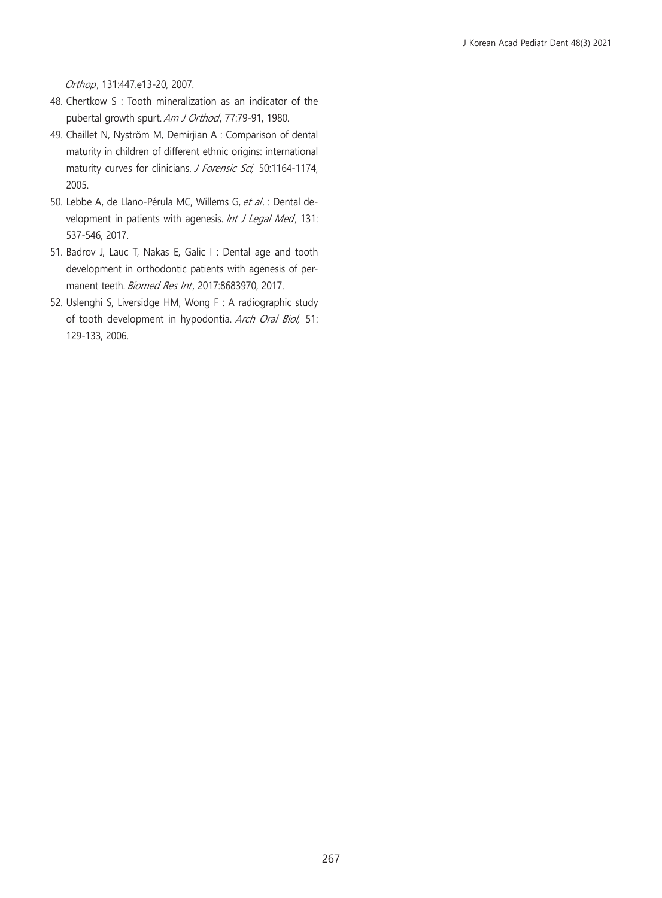*Orthop*, 131:447.e13-20, 2007.

48. Chertkow S : Tooth mineralization as an indicator of the pubertal growth spurt. *Am J Orthod*, 77:79-91, 1980.
49. Chaillet N, Nyström M, Demirjian A : Comparison of dental maturity in children of different ethnic origins: international maturity curves for clinicians. *J Forensic Sci,* 50:1164-1174, 2005.
50. Lebbe A, de Llano-Pérula MC, Willems G, *et al*. : Dental development in patients with agenesis. *Int J Legal Med*, 131: 537-546, 2017.
51. Badrov J, Lauc T, Nakas E, Galic I : Dental age and tooth development in orthodontic patients with agenesis of permanent teeth. *Biomed Res Int*, 2017:8683970, 2017.
52. Uslenghi S, Liversidge HM, Wong F : A radiographic study of tooth development in hypodontia. *Arch Oral Biol,* 51: 129-133, 2006.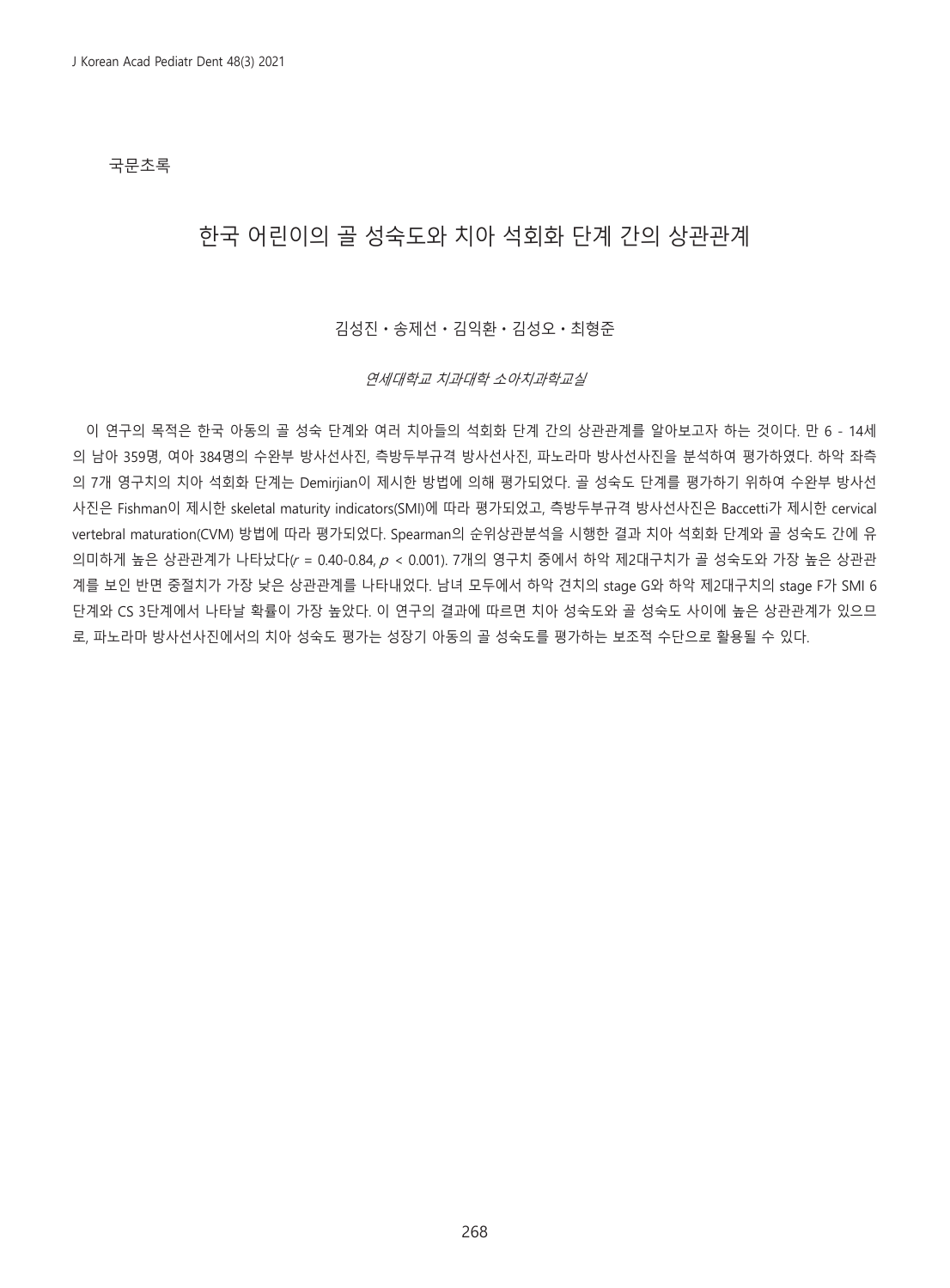국문초록

# 한국 어린이의 골 성숙도와 치아 석회화 단계 간의 상관관계

김성진・송제선・김익환・김성오・최형준

*연세대학교 치과대학 소아치과학교실*

이 연구의 목적은 한국 아동의 골 성숙 단계와 여러 치아들의 석회화 단계 간의 상관관계를 알아보고자 하는 것이다. 만 6 - 14세의 남아 359명, 여아 384명의 수완부 방사선사진, 측방두부규격 방사선사진, 파노라마 방사선사진을 분석하여 평가하였다. 하악 좌측의 7개 영구치의 치아 석회화 단계는 Demirjian이 제시한 방법에 의해 평가되었다. 골 성숙도 단계를 평가하기 위하여 수완부 방사선사진은 Fishman이 제시한 skeletal maturity indicators(SMI)에 따라 평가되었고, 측방두부규격 방사선사진은 Baccetti가 제시한 cervical vertebral maturation(CVM) 방법에 따라 평가되었다. Spearman의 순위상관분석을 시행한 결과 치아 석회화 단계와 골 성숙도 간에 유의미하게 높은 상관관계가 나타났다($r$ = 0.40-0.84, $p$ < 0.001). 7개의 영구치 중에서 하악 제2대구치가 골 성숙도와 가장 높은 상관관계를 보인 반면 중절치가 가장 낮은 상관관계를 나타내었다. 남녀 모두에서 하악 견치의 stage G와 하악 제2대구치의 stage F가 SMI 6단계와 CS 3단계에서 나타날 확률이 가장 높았다. 이 연구의 결과에 따르면 치아 성숙도와 골 성숙도 사이에 높은 상관관계가 있으므로, 파노라마 방사선사진에서의 치아 성숙도 평가는 성장기 아동의 골 성숙도를 평가하는 보조적 수단으로 활용될 수 있다.